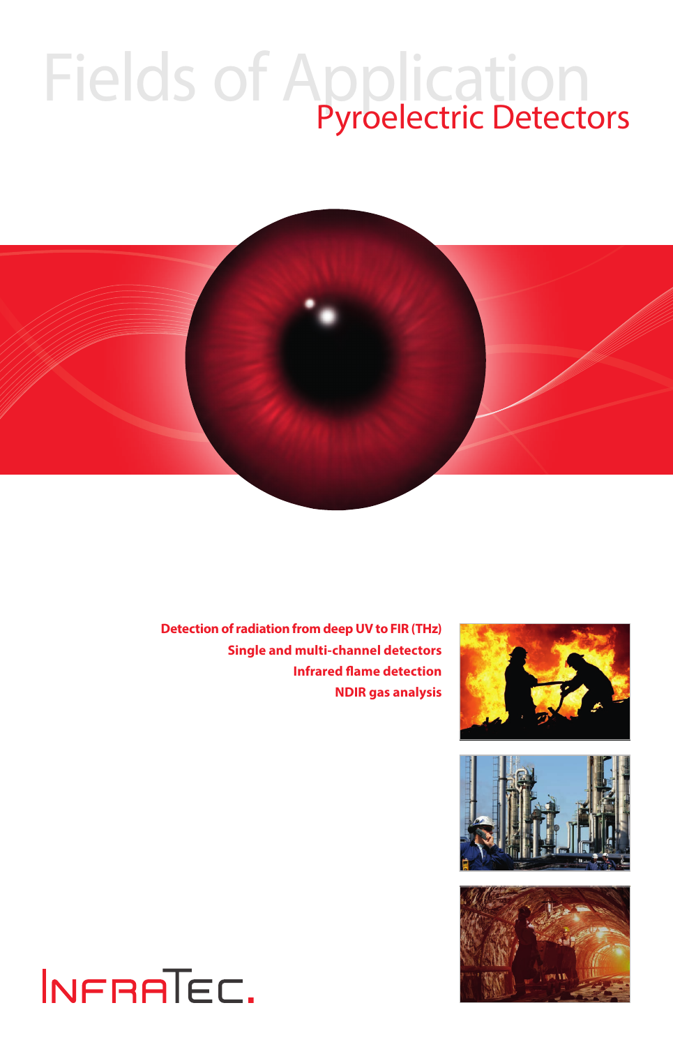# Fields of Application

## Pyroelectric Detectors

**Detection of radiation from deep UV to FIR (THz)**
**Single and multi-channel detectors**
**Infrared flame detection**
**NDIR gas analysis**

INFRATEC.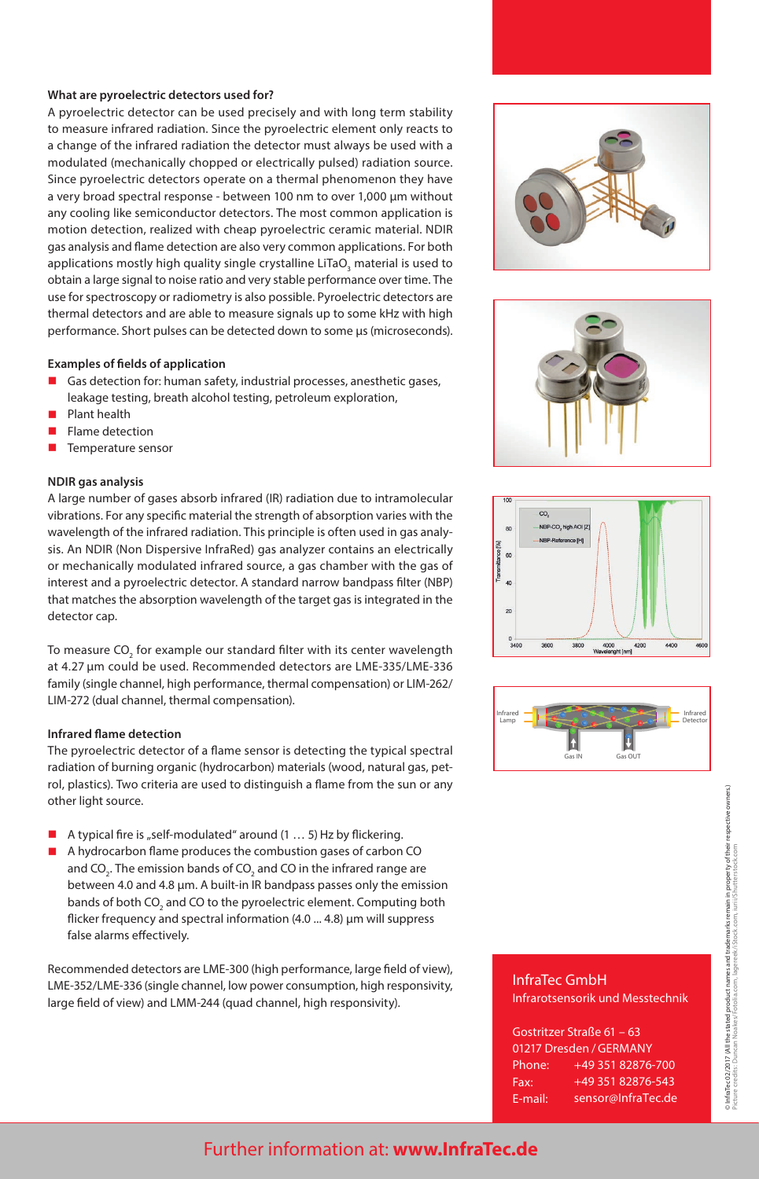### What are pyroelectric detectors used for?

A pyroelectric detector can be used precisely and with long term stability to measure infrared radiation. Since the pyroelectric element only reacts to a change of the infrared radiation the detector must always be used with a modulated (mechanically chopped or electrically pulsed) radiation source. Since pyroelectric detectors operate on a thermal phenomenon they have a very broad spectral response - between 100 nm to over 1,000 µm without any cooling like semiconductor detectors. The most common application is motion detection, realized with cheap pyroelectric ceramic material. NDIR gas analysis and flame detection are also very common applications. For both applications mostly high quality single crystalline $LiTaO_3$ material is used to obtain a large signal to noise ratio and very stable performance over time. The use for spectroscopy or radiometry is also possible. Pyroelectric detectors are thermal detectors and are able to measure signals up to some kHz with high performance. Short pulses can be detected down to some µs (microseconds).

### Examples of fields of application

- Gas detection for: human safety, industrial processes, anesthetic gases, leakage testing, breath alcohol testing, petroleum exploration,
- Plant health
- Flame detection
- Temperature sensor

### NDIR gas analysis

A large number of gases absorb infrared (IR) radiation due to intramolecular vibrations. For any specific material the strength of absorption varies with the wavelength of the infrared radiation. This principle is often used in gas analysis. An NDIR (Non Dispersive InfraRed) gas analyzer contains an electrically or mechanically modulated infrared source, a gas chamber with the gas of interest and a pyroelectric detector. A standard narrow bandpass filter (NBP) that matches the absorption wavelength of the target gas is integrated in the detector cap.

To measure $CO_2$ for example our standard filter with its center wavelength at 4.27 µm could be used. Recommended detectors are LME-335/LME-336 family (single channel, high performance, thermal compensation) or LIM-262/LIM-272 (dual channel, thermal compensation).

$CO_2$
NBP-$CO_2$ high AOI [Z]
NBP-Reference [H]
Transmittance [%]
Wavelength [nm]
0 20 40 60 80 100
3400 3600 3800 4000 4200 4400 4600

Infrared Lamp
Infrared Detector
Gas IN
Gas OUT

### Infrared flame detection

The pyroelectric detector of a flame sensor is detecting the typical spectral radiation of burning organic (hydrocarbon) materials (wood, natural gas, petrol, plastics). Two criteria are used to distinguish a flame from the sun or any other light source.

- A typical fire is „self-modulated" around (1 … 5) Hz by flickering.
- A hydrocarbon flame produces the combustion gases of carbon CO and $CO_2$. The emission bands of $CO_2$ and CO in the infrared range are between 4.0 and 4.8 µm. A built-in IR bandpass passes only the emission bands of both $CO_2$ and CO to the pyroelectric element. Computing both flicker frequency and spectral information (4.0 ... 4.8) µm will suppress false alarms effectively.

Recommended detectors are LME-300 (high performance, large field of view), LME-352/LME-336 (single channel, low power consumption, high responsivity, large field of view) and LMM-244 (quad channel, high responsivity).

InfraTec GmbH
Infrarotsensorik und Messtechnik

Gostritzer Straße 61 – 63
01217 Dresden / GERMANY
Phone: +49 351 82876-700
Fax: +49 351 82876-543
E-mail: sensor@InfraTec.de

© InfraTec 02/2017 (All the stated product names and trademarks remain in property of their respective owners.)
Picture credits: Duncan Noakes/Fotolia.com, lagereek/iStock.com, urri/Shutterstock.com

Further information at: **www.InfraTec.de**